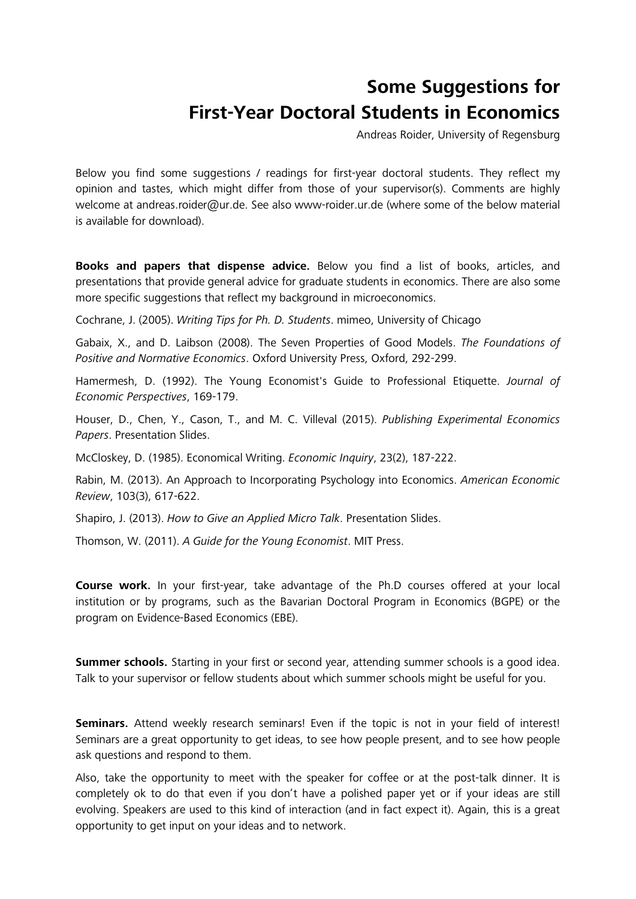# Some Suggestions for First-Year Doctoral Students in Economics

Andreas Roider, University of Regensburg

Below you find some suggestions / readings for first-year doctoral students. They reflect my opinion and tastes, which might differ from those of your supervisor(s). Comments are highly welcome at andreas.roider@ur.de. See also www-roider.ur.de (where some of the below material is available for download).

**Books and papers that dispense advice.** Below you find a list of books, articles, and presentations that provide general advice for graduate students in economics. There are also some more specific suggestions that reflect my background in microeconomics.

Cochrane, J. (2005). *Writing Tips for Ph. D. Students*. mimeo, University of Chicago

Gabaix, X., and D. Laibson (2008). The Seven Properties of Good Models. *The Foundations of Positive and Normative Economics*. Oxford University Press, Oxford, 292-299.

Hamermesh, D. (1992). The Young Economist's Guide to Professional Etiquette. *Journal of Economic Perspectives*, 169-179.

Houser, D., Chen, Y., Cason, T., and M. C. Villeval (2015). *Publishing Experimental Economics Papers*. Presentation Slides.

McCloskey, D. (1985). Economical Writing. *Economic Inquiry*, 23(2), 187-222.

Rabin, M. (2013). An Approach to Incorporating Psychology into Economics. *American Economic Review*, 103(3), 617-622.

Shapiro, J. (2013). *How to Give an Applied Micro Talk*. Presentation Slides.

Thomson, W. (2011). *A Guide for the Young Economist*. MIT Press.

**Course work.** In your first-year, take advantage of the Ph.D courses offered at your local institution or by programs, such as the Bavarian Doctoral Program in Economics (BGPE) or the program on Evidence-Based Economics (EBE).

**Summer schools.** Starting in your first or second year, attending summer schools is a good idea. Talk to your supervisor or fellow students about which summer schools might be useful for you.

**Seminars.** Attend weekly research seminars! Even if the topic is not in your field of interest! Seminars are a great opportunity to get ideas, to see how people present, and to see how people ask questions and respond to them.

Also, take the opportunity to meet with the speaker for coffee or at the post-talk dinner. It is completely ok to do that even if you don't have a polished paper yet or if your ideas are still evolving. Speakers are used to this kind of interaction (and in fact expect it). Again, this is a great opportunity to get input on your ideas and to network.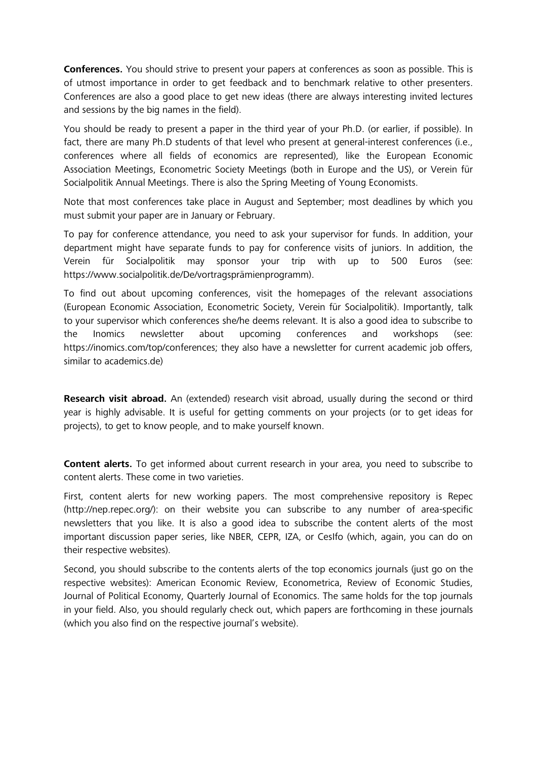**Conferences.** You should strive to present your papers at conferences as soon as possible. This is of utmost importance in order to get feedback and to benchmark relative to other presenters. Conferences are also a good place to get new ideas (there are always interesting invited lectures and sessions by the big names in the field).

You should be ready to present a paper in the third year of your Ph.D. (or earlier, if possible). In fact, there are many Ph.D students of that level who present at general-interest conferences (i.e., conferences where all fields of economics are represented), like the European Economic Association Meetings, Econometric Society Meetings (both in Europe and the US), or Verein für Socialpolitik Annual Meetings. There is also the Spring Meeting of Young Economists.

Note that most conferences take place in August and September; most deadlines by which you must submit your paper are in January or February.

To pay for conference attendance, you need to ask your supervisor for funds. In addition, your department might have separate funds to pay for conference visits of juniors. In addition, the Verein für Socialpolitik may sponsor your trip with up to 500 Euros (see: https://www.socialpolitik.de/De/vortragsprämienprogramm).

To find out about upcoming conferences, visit the homepages of the relevant associations (European Economic Association, Econometric Society, Verein für Socialpolitik). Importantly, talk to your supervisor which conferences she/he deems relevant. It is also a good idea to subscribe to the Inomics newsletter about upcoming conferences and workshops (see: https://inomics.com/top/conferences; they also have a newsletter for current academic job offers, similar to academics.de)

**Research visit abroad.** An (extended) research visit abroad, usually during the second or third year is highly advisable. It is useful for getting comments on your projects (or to get ideas for projects), to get to know people, and to make yourself known.

**Content alerts.** To get informed about current research in your area, you need to subscribe to content alerts. These come in two varieties.

First, content alerts for new working papers. The most comprehensive repository is Repec (http://nep.repec.org/): on their website you can subscribe to any number of area-specific newsletters that you like. It is also a good idea to subscribe the content alerts of the most important discussion paper series, like NBER, CEPR, IZA, or CesIfo (which, again, you can do on their respective websites).

Second, you should subscribe to the contents alerts of the top economics journals (just go on the respective websites): American Economic Review, Econometrica, Review of Economic Studies, Journal of Political Economy, Quarterly Journal of Economics. The same holds for the top journals in your field. Also, you should regularly check out, which papers are forthcoming in these journals (which you also find on the respective journal's website).